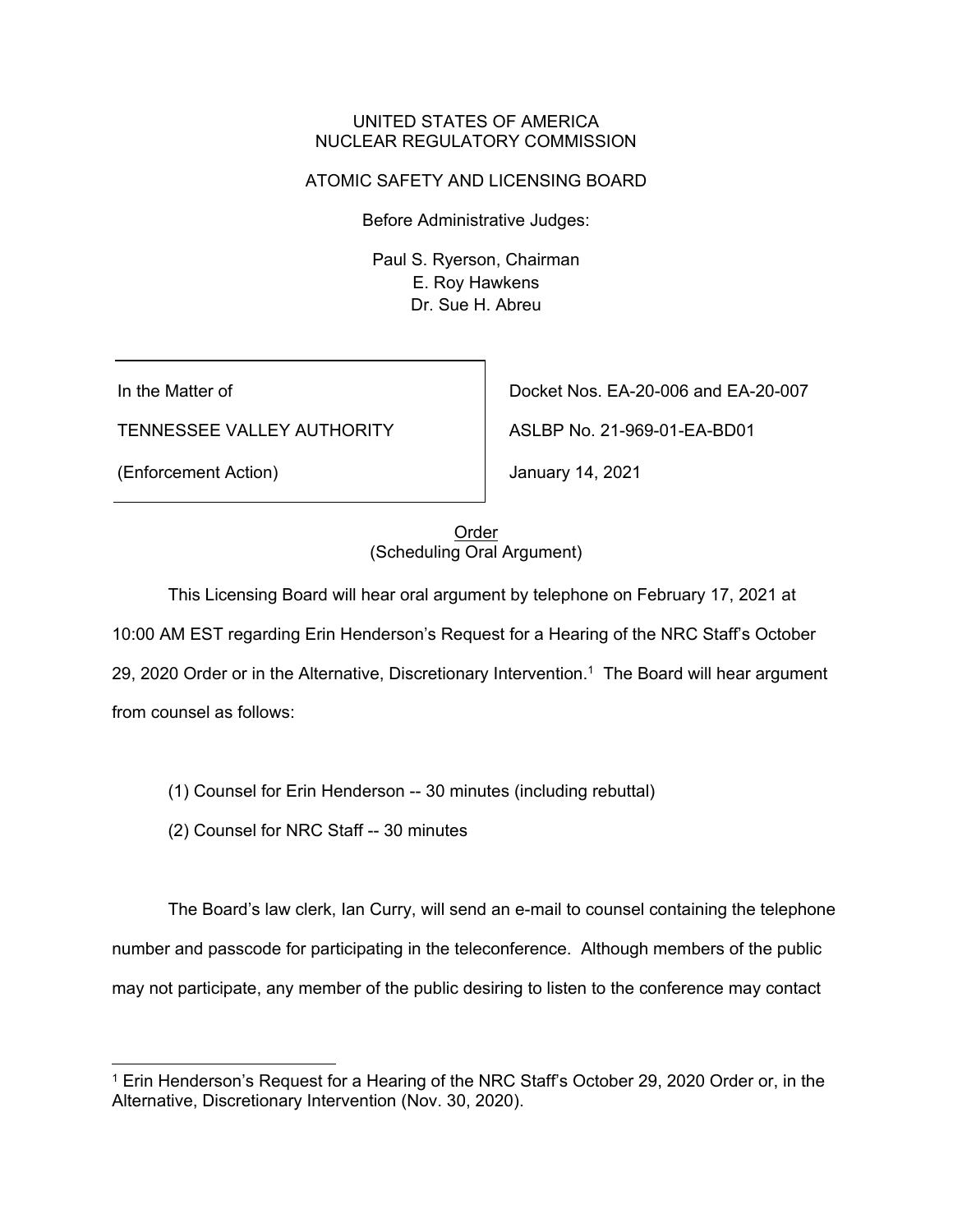UNITED STATES OF AMERICA
NUCLEAR REGULATORY COMMISSION

ATOMIC SAFETY AND LICENSING BOARD

Before Administrative Judges:

Paul S. Ryerson, Chairman
E. Roy Hawkens
Dr. Sue H. Abreu

| | |
|---|---|
| In the Matter of | Docket Nos. EA-20-006 and EA-20-007 |
| TENNESSEE VALLEY AUTHORITY | ASLBP No. 21-969-01-EA-BD01 |
| (Enforcement Action) | January 14, 2021 |

Order
(Scheduling Oral Argument)

This Licensing Board will hear oral argument by telephone on February 17, 2021 at 10:00 AM EST regarding Erin Henderson's Request for a Hearing of the NRC Staff's October 29, 2020 Order or in the Alternative, Discretionary Intervention.[1] The Board will hear argument from counsel as follows:

(1) Counsel for Erin Henderson -- 30 minutes (including rebuttal)

(2) Counsel for NRC Staff -- 30 minutes

The Board's law clerk, Ian Curry, will send an e-mail to counsel containing the telephone number and passcode for participating in the teleconference. Although members of the public may not participate, any member of the public desiring to listen to the conference may contact

[1] Erin Henderson's Request for a Hearing of the NRC Staff's October 29, 2020 Order or, in the Alternative, Discretionary Intervention (Nov. 30, 2020).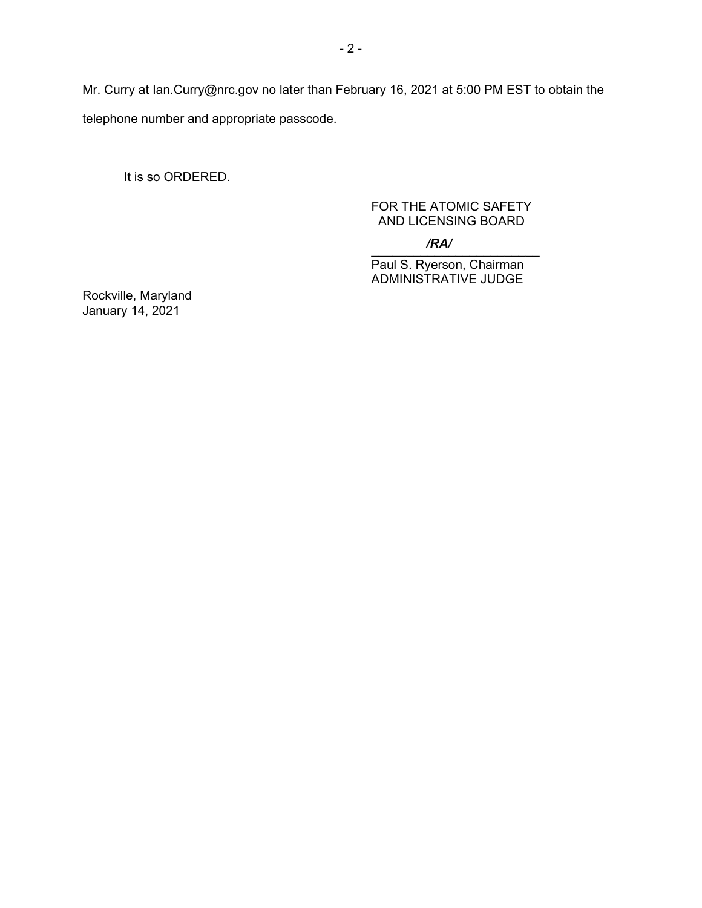Mr. Curry at Ian.Curry@nrc.gov no later than February 16, 2021 at 5:00 PM EST to obtain the telephone number and appropriate passcode.

It is so ORDERED.

FOR THE ATOMIC SAFETY
AND LICENSING BOARD

*/RA/*

Paul S. Ryerson, Chairman
ADMINISTRATIVE JUDGE

Rockville, Maryland
January 14, 2021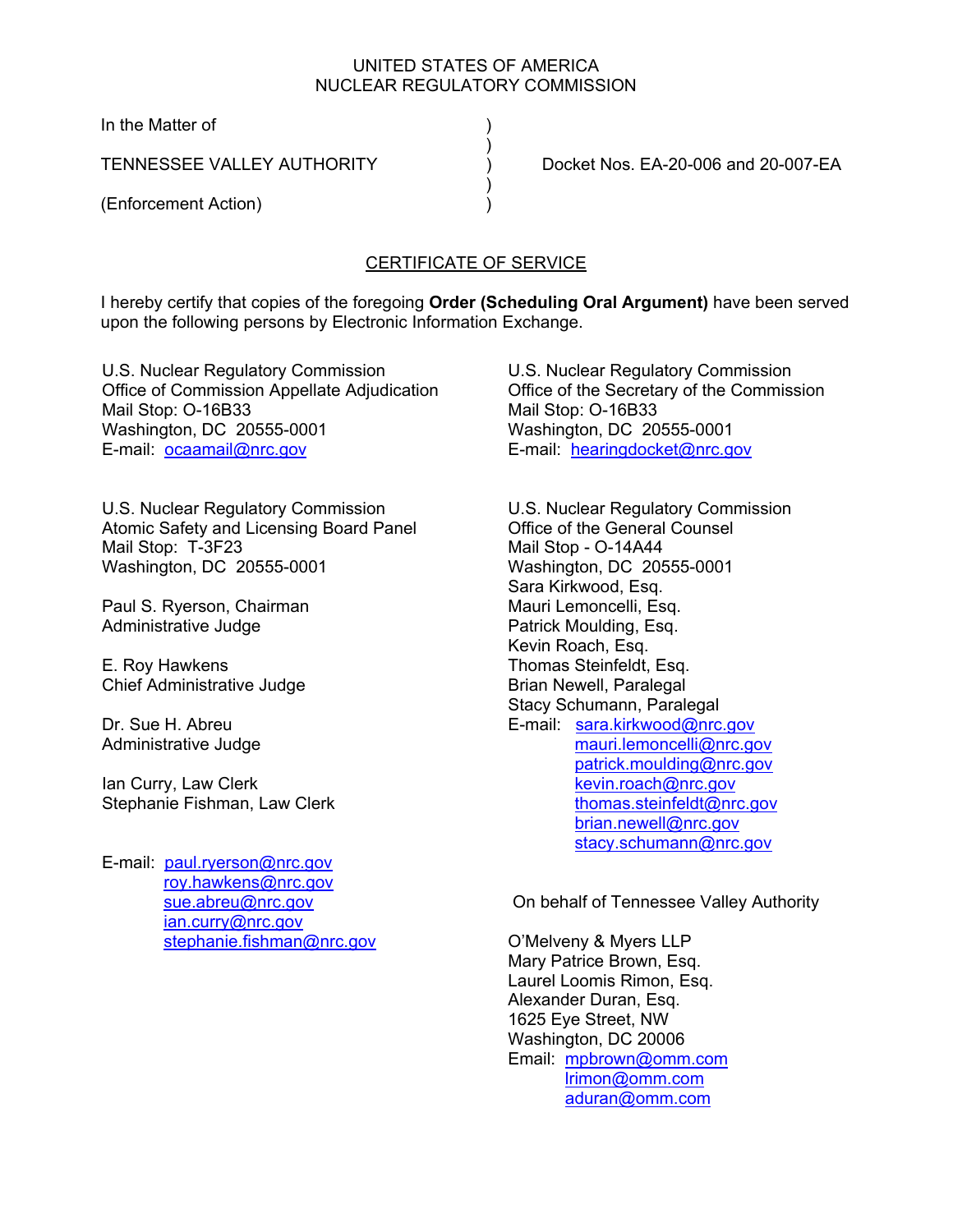UNITED STATES OF AMERICA
NUCLEAR REGULATORY COMMISSION

In the Matter of )
)
TENNESSEE VALLEY AUTHORITY ) Docket Nos. EA-20-006 and 20-007-EA
)
(Enforcement Action) )

## CERTIFICATE OF SERVICE

I hereby certify that copies of the foregoing **Order (Scheduling Oral Argument)** have been served upon the following persons by Electronic Information Exchange.

U.S. Nuclear Regulatory Commission
Office of Commission Appellate Adjudication
Mail Stop: O-16B33
Washington, DC 20555-0001
E-mail: ocaamail@nrc.gov

U.S. Nuclear Regulatory Commission
Office of the Secretary of the Commission
Mail Stop: O-16B33
Washington, DC 20555-0001
E-mail: hearingdocket@nrc.gov

U.S. Nuclear Regulatory Commission
Atomic Safety and Licensing Board Panel
Mail Stop: T-3F23
Washington, DC 20555-0001

Paul S. Ryerson, Chairman
Administrative Judge

E. Roy Hawkens
Chief Administrative Judge

Dr. Sue H. Abreu
Administrative Judge

Ian Curry, Law Clerk
Stephanie Fishman, Law Clerk

E-mail: paul.ryerson@nrc.gov
roy.hawkens@nrc.gov
sue.abreu@nrc.gov
ian.curry@nrc.gov
stephanie.fishman@nrc.gov

U.S. Nuclear Regulatory Commission
Office of the General Counsel
Mail Stop - O-14A44
Washington, DC 20555-0001
Sara Kirkwood, Esq.
Mauri Lemoncelli, Esq.
Patrick Moulding, Esq.
Kevin Roach, Esq.
Thomas Steinfeldt, Esq.
Brian Newell, Paralegal
Stacy Schumann, Paralegal
E-mail: sara.kirkwood@nrc.gov
mauri.lemoncelli@nrc.gov
patrick.moulding@nrc.gov
kevin.roach@nrc.gov
thomas.steinfeldt@nrc.gov
brian.newell@nrc.gov
stacy.schumann@nrc.gov

On behalf of Tennessee Valley Authority

O'Melveny & Myers LLP
Mary Patrice Brown, Esq.
Laurel Loomis Rimon, Esq.
Alexander Duran, Esq.
1625 Eye Street, NW
Washington, DC 20006
Email: mpbrown@omm.com
lrimon@omm.com
aduran@omm.com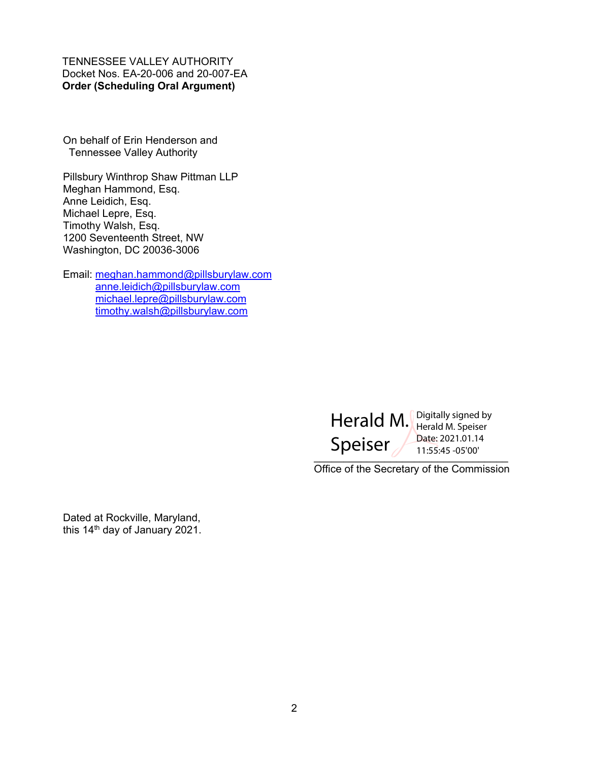TENNESSEE VALLEY AUTHORITY
Docket Nos. EA-20-006 and 20-007-EA
**Order (Scheduling Oral Argument)**

On behalf of Erin Henderson and
Tennessee Valley Authority

Pillsbury Winthrop Shaw Pittman LLP
Meghan Hammond, Esq.
Anne Leidich, Esq.
Michael Lepre, Esq.
Timothy Walsh, Esq.
1200 Seventeenth Street, NW
Washington, DC 20036-3006

Email: meghan.hammond@pillsburylaw.com
anne.leidich@pillsburylaw.com
michael.lepre@pillsburylaw.com
timothy.walsh@pillsburylaw.com

Herald M. Speiser
Digitally signed by Herald M. Speiser
Date: 2021.01.14 11:55:45 -05'00'

Office of the Secretary of the Commission

Dated at Rockville, Maryland,
this 14th day of January 2021.